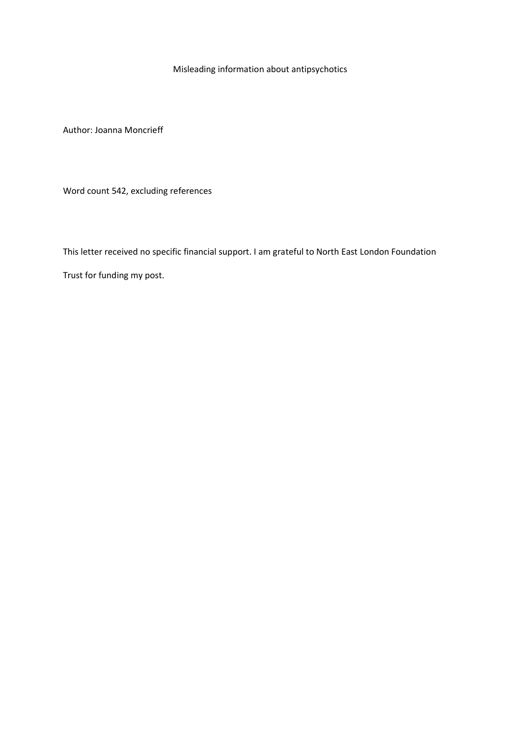# Misleading information about antipsychotics

Author: Joanna Moncrieff

Word count 542, excluding references

This letter received no specific financial support. I am grateful to North East London Foundation Trust for funding my post.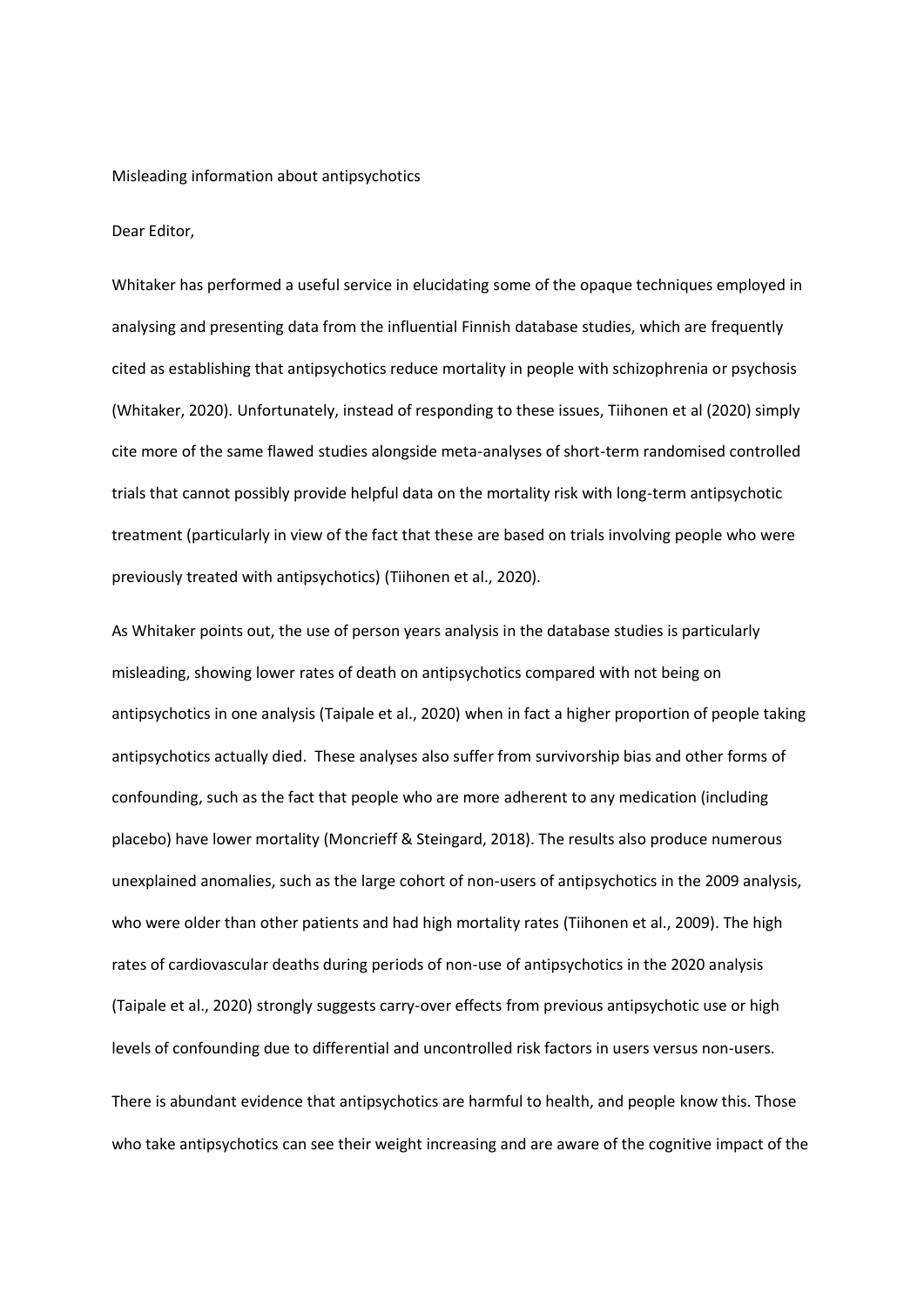Misleading information about antipsychotics

Dear Editor,

Whitaker has performed a useful service in elucidating some of the opaque techniques employed in analysing and presenting data from the influential Finnish database studies, which are frequently cited as establishing that antipsychotics reduce mortality in people with schizophrenia or psychosis (Whitaker, 2020). Unfortunately, instead of responding to these issues, Tiihonen et al (2020) simply cite more of the same flawed studies alongside meta-analyses of short-term randomised controlled trials that cannot possibly provide helpful data on the mortality risk with long-term antipsychotic treatment (particularly in view of the fact that these are based on trials involving people who were previously treated with antipsychotics) (Tiihonen et al., 2020).

As Whitaker points out, the use of person years analysis in the database studies is particularly misleading, showing lower rates of death on antipsychotics compared with not being on antipsychotics in one analysis (Taipale et al., 2020) when in fact a higher proportion of people taking antipsychotics actually died. These analyses also suffer from survivorship bias and other forms of confounding, such as the fact that people who are more adherent to any medication (including placebo) have lower mortality (Moncrieff & Steingard, 2018). The results also produce numerous unexplained anomalies, such as the large cohort of non-users of antipsychotics in the 2009 analysis, who were older than other patients and had high mortality rates (Tiihonen et al., 2009). The high rates of cardiovascular deaths during periods of non-use of antipsychotics in the 2020 analysis (Taipale et al., 2020) strongly suggests carry-over effects from previous antipsychotic use or high levels of confounding due to differential and uncontrolled risk factors in users versus non-users.

There is abundant evidence that antipsychotics are harmful to health, and people know this. Those who take antipsychotics can see their weight increasing and are aware of the cognitive impact of the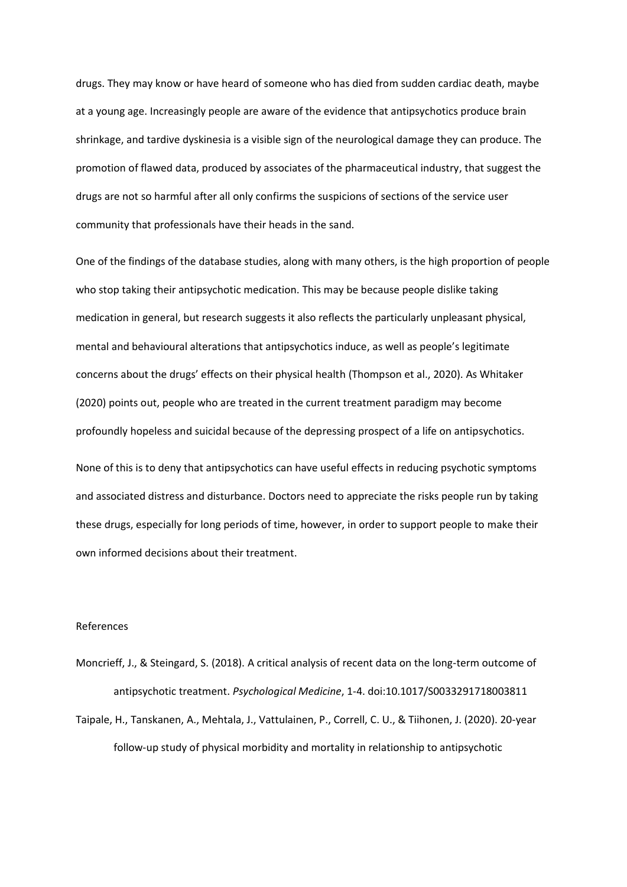drugs. They may know or have heard of someone who has died from sudden cardiac death, maybe at a young age. Increasingly people are aware of the evidence that antipsychotics produce brain shrinkage, and tardive dyskinesia is a visible sign of the neurological damage they can produce. The promotion of flawed data, produced by associates of the pharmaceutical industry, that suggest the drugs are not so harmful after all only confirms the suspicions of sections of the service user community that professionals have their heads in the sand.

One of the findings of the database studies, along with many others, is the high proportion of people who stop taking their antipsychotic medication. This may be because people dislike taking medication in general, but research suggests it also reflects the particularly unpleasant physical, mental and behavioural alterations that antipsychotics induce, as well as people's legitimate concerns about the drugs' effects on their physical health (Thompson et al., 2020). As Whitaker (2020) points out, people who are treated in the current treatment paradigm may become profoundly hopeless and suicidal because of the depressing prospect of a life on antipsychotics.

None of this is to deny that antipsychotics can have useful effects in reducing psychotic symptoms and associated distress and disturbance. Doctors need to appreciate the risks people run by taking these drugs, especially for long periods of time, however, in order to support people to make their own informed decisions about their treatment.

References

Moncrieff, J., & Steingard, S. (2018). A critical analysis of recent data on the long-term outcome of antipsychotic treatment. *Psychological Medicine*, 1-4. doi:10.1017/S0033291718003811

Taipale, H., Tanskanen, A., Mehtala, J., Vattulainen, P., Correll, C. U., & Tiihonen, J. (2020). 20-year follow-up study of physical morbidity and mortality in relationship to antipsychotic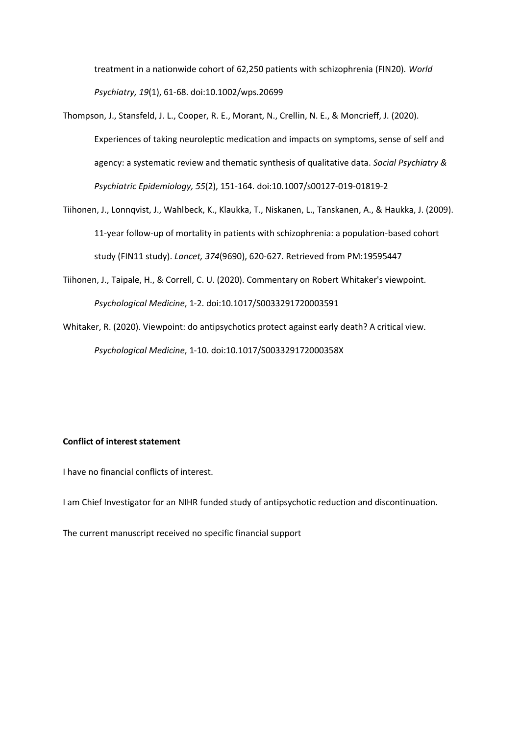treatment in a nationwide cohort of 62,250 patients with schizophrenia (FIN20). *World Psychiatry, 19*(1), 61-68. doi:10.1002/wps.20699

Thompson, J., Stansfeld, J. L., Cooper, R. E., Morant, N., Crellin, N. E., & Moncrieff, J. (2020). Experiences of taking neuroleptic medication and impacts on symptoms, sense of self and agency: a systematic review and thematic synthesis of qualitative data. *Social Psychiatry & Psychiatric Epidemiology, 55*(2), 151-164. doi:10.1007/s00127-019-01819-2

Tiihonen, J., Lonnqvist, J., Wahlbeck, K., Klaukka, T., Niskanen, L., Tanskanen, A., & Haukka, J. (2009). 11-year follow-up of mortality in patients with schizophrenia: a population-based cohort study (FIN11 study). *Lancet, 374*(9690), 620-627. Retrieved from PM:19595447

Tiihonen, J., Taipale, H., & Correll, C. U. (2020). Commentary on Robert Whitaker's viewpoint. *Psychological Medicine*, 1-2. doi:10.1017/S0033291720003591

Whitaker, R. (2020). Viewpoint: do antipsychotics protect against early death? A critical view. *Psychological Medicine*, 1-10. doi:10.1017/S003329172000358X

**Conflict of interest statement**

I have no financial conflicts of interest.

I am Chief Investigator for an NIHR funded study of antipsychotic reduction and discontinuation.

The current manuscript received no specific financial support